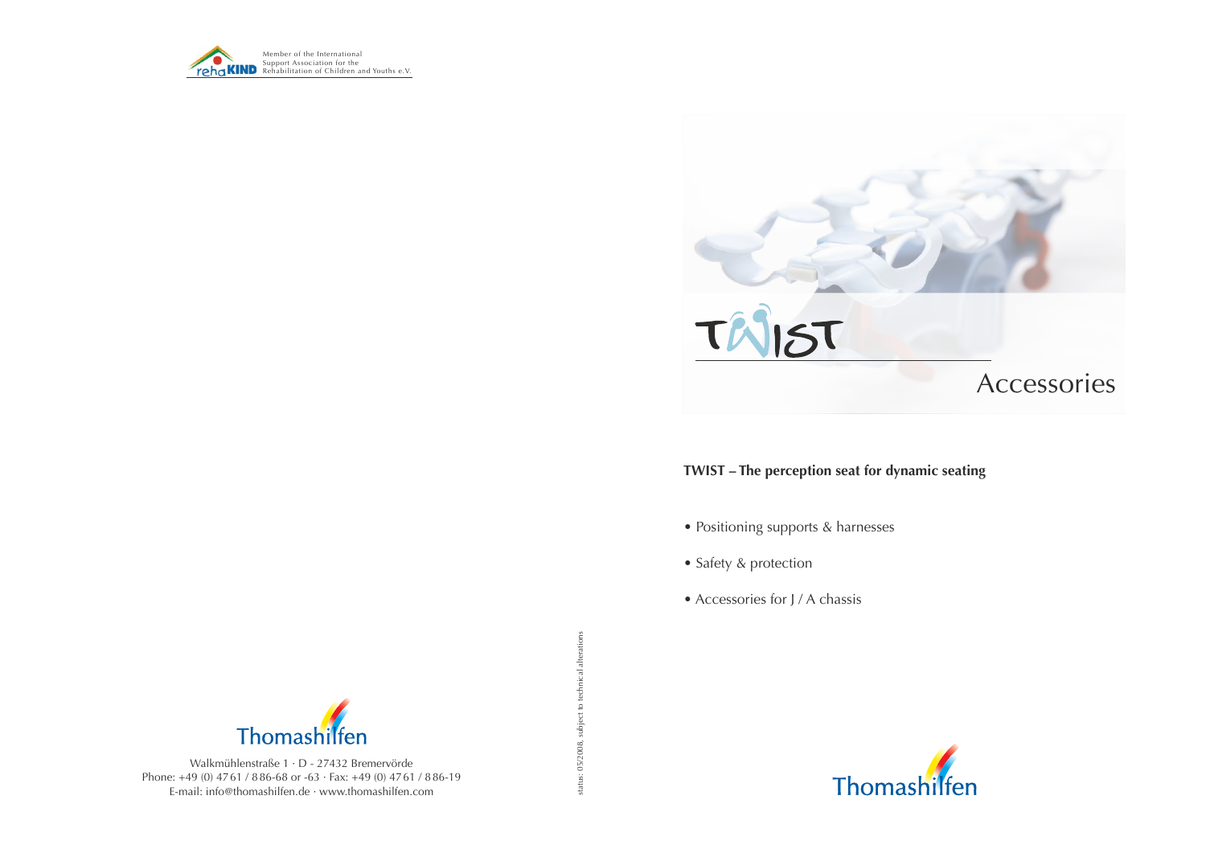Member of the International Support Association for the Rehabilitation of Children and Youths e.V.

Thomashilfen

Walkmühlenstraße 1 · D - 27432 Bremervörde
Phone: +49 (0) 4761 / 886-68 or -63 · Fax: +49 (0) 4761 / 886-19
E-mail: info@thomashilfen.de · www.thomashilfen.com

status: 05/2008, subject to technical alterations

# TWIST

## Accessories

**TWIST – The perception seat for dynamic seating**

- Positioning supports & harnesses
- Safety & protection
- Accessories for J / A chassis

Thomashilfen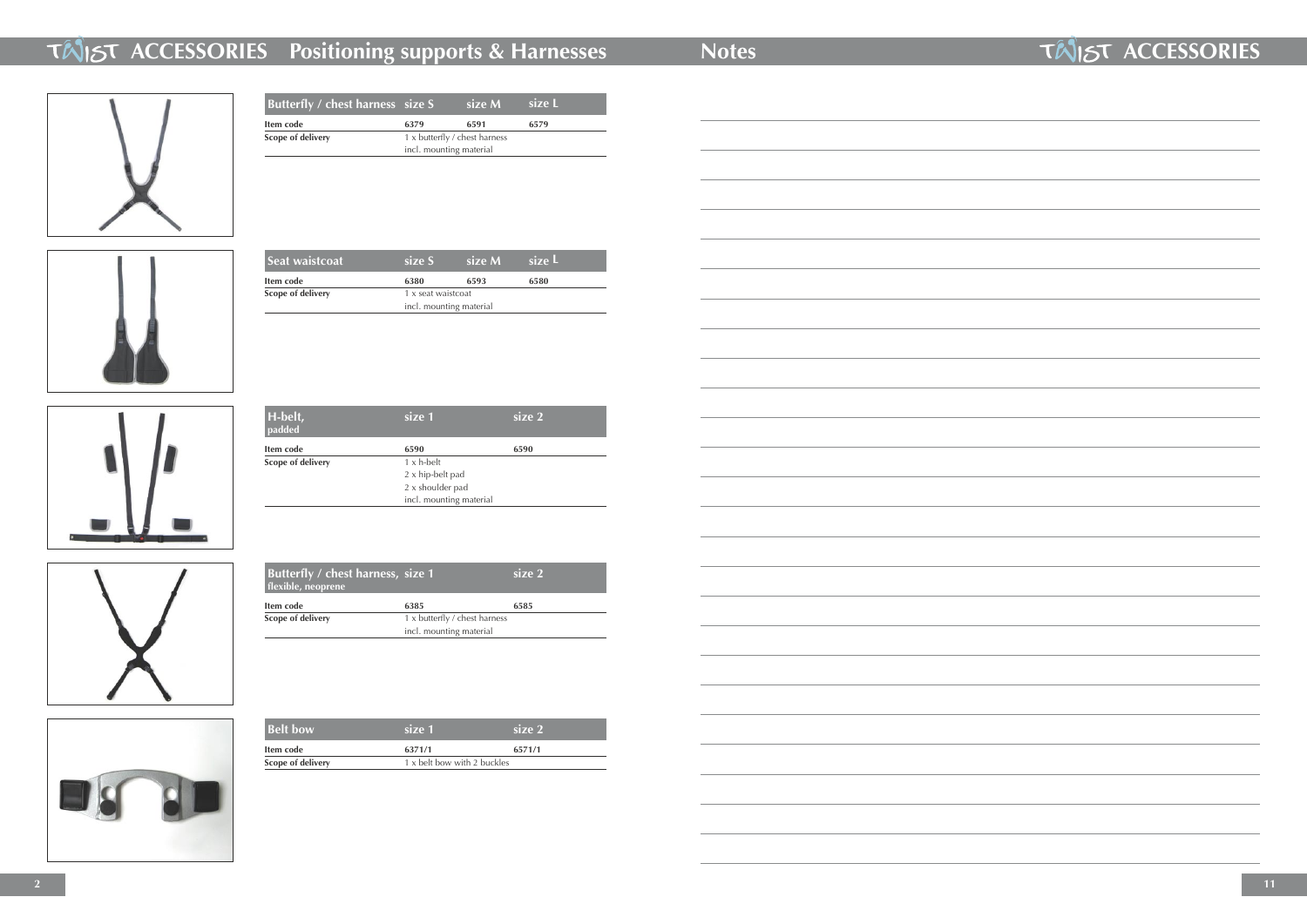# TWIST ACCESSORIES Positioning supports & Harnesses

| Butterfly / chest harness | size S | size M | size L |
|---|---|---|---|
| Item code | 6379 | 6591 | 6579 |
| Scope of delivery | 1 x butterfly / chest harness incl. mounting material | | |

| Seat waistcoat | size S | size M | size L |
|---|---|---|---|
| Item code | 6380 | 6593 | 6580 |
| Scope of delivery | 1 x seat waistcoat incl. mounting material | | |

| H-belt, padded | size 1 | size 2 |
|---|---|---|
| Item code | 6590 | 6590 |
| Scope of delivery | 1 x h-belt<br>2 x hip-belt pad<br>2 x shoulder pad<br>incl. mounting material | |

| Butterfly / chest harness, flexible, neoprene | size 1 | size 2 |
|---|---|---|
| Item code | 6385 | 6585 |
| Scope of delivery | 1 x butterfly / chest harness incl. mounting material | |

| Belt bow | size 1 | size 2 |
|---|---|---|
| Item code | 6371/1 | 6571/1 |
| Scope of delivery | 1 x belt bow with 2 buckles | |

# Notes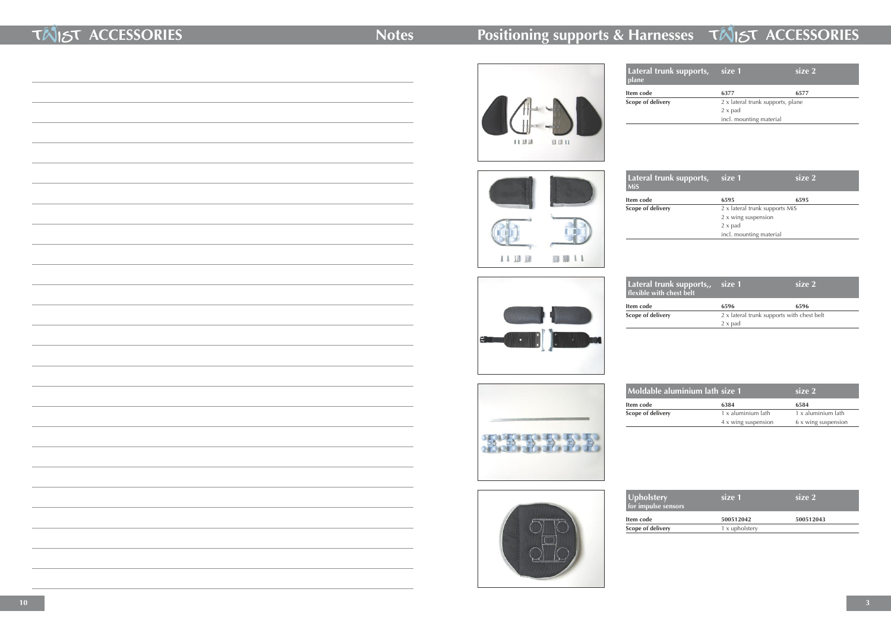# Notes

# Positioning supports & Harnesses

| Lateral trunk supports, plane | size 1 | size 2 |
|---|---|---|
| Item code | 6377 | 6577 |
| Scope of delivery | 2 x lateral trunk supports, plane | |
| | 2 x pad | |
| | incl. mounting material | |

| Lateral trunk supports, MiS | size 1 | size 2 |
|---|---|---|
| Item code | 6595 | 6595 |
| Scope of delivery | 2 x lateral trunk supports MiS | |
| | 2 x wing suspension | |
| | 2 x pad | |
| | incl. mounting material | |

| Lateral trunk supports,, flexible with chest belt | size 1 | size 2 |
|---|---|---|
| Item code | 6596 | 6596 |
| Scope of delivery | 2 x lateral trunk supports with chest belt | |
| | 2 x pad | |

| Moldable aluminium lath | size 1 | size 2 |
|---|---|---|
| Item code | 6384 | 6584 |
| Scope of delivery | 1 x aluminium lath | 1 x aluminium lath |
| | 4 x wing suspension | 6 x wing suspension |

| Upholstery for impulse sensors | size 1 | size 2 |
|---|---|---|
| Item code | 500512042 | 500512043 |
| Scope of delivery | 1 x upholstery | |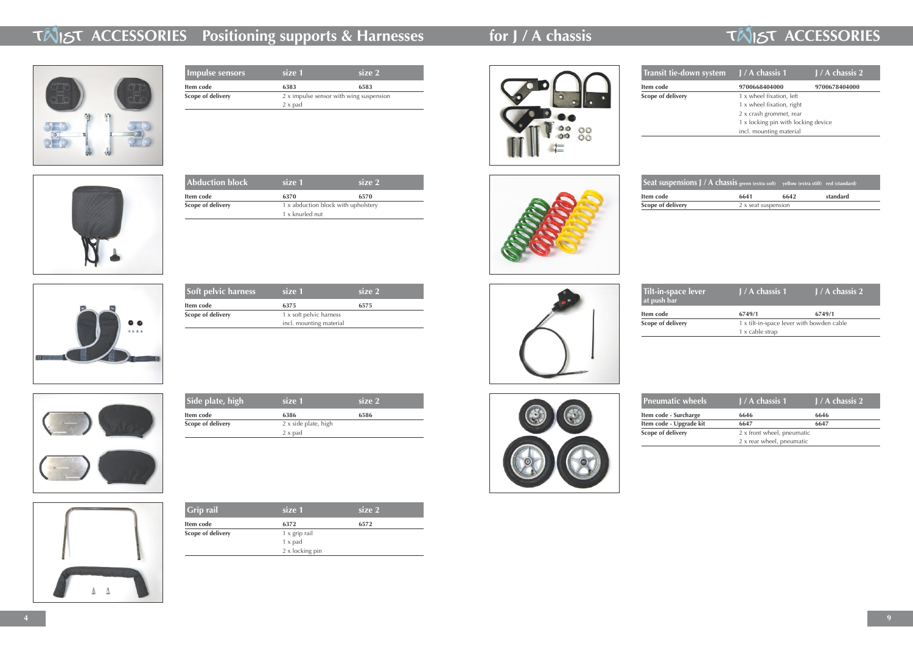# TWIST ACCESSORIES Positioning supports & Harnesses for J / A chassis

| Impulse sensors | size 1 | size 2 |
|---|---|---|
| Item code | 6383 | 6583 |
| Scope of delivery | 2 x impulse sensor with wing suspension<br>2 x pad | |

| Abduction block | size 1 | size 2 |
|---|---|---|
| Item code | 6370 | 6570 |
| Scope of delivery | 1 x abduction block with upholstery<br>1 x knurled nut | |

| Soft pelvic harness | size 1 | size 2 |
|---|---|---|
| Item code | 6375 | 6575 |
| Scope of delivery | 1 x soft pelvic harness<br>incl. mounting material | |

| Side plate, high | size 1 | size 2 |
|---|---|---|
| Item code | 6386 | 6586 |
| Scope of delivery | 2 x side plate, high<br>2 x pad | |

| Grip rail | size 1 | size 2 |
|---|---|---|
| Item code | 6372 | 6572 |
| Scope of delivery | 1 x grip rail<br>1 x pad<br>2 x locking pin | |

| Transit tie-down system | J / A chassis 1 | J / A chassis 2 |
|---|---|---|
| Item code | 9700668404000 | 9700678404000 |
| Scope of delivery | 1 x wheel fixation, left<br>1 x wheel fixation, right<br>2 x crash grommet, rear<br>1 x locking pin with locking device<br>incl. mounting material | |

| Seat suspensions J / A chassis | green (extra soft) | yellow (extra stiff) | red (standard) |
|---|---|---|---|
| Item code | 6641 | 6642 | standard |
| Scope of delivery | 2 x seat suspension | | |

| Tilt-in-space lever at push bar | J / A chassis 1 | J / A chassis 2 |
|---|---|---|
| Item code | 6749/1 | 6749/1 |
| Scope of delivery | 1 x tilt-in-space lever with bowden cable<br>1 x cable strap | |

| Pneumatic wheels | J / A chassis 1 | J / A chassis 2 |
|---|---|---|
| Item code - Surcharge | 6646 | 6646 |
| Item code - Upgrade kit | 6647 | 6647 |
| Scope of delivery | 2 x front wheel, pneumatic<br>2 x rear wheel, pneumatic | |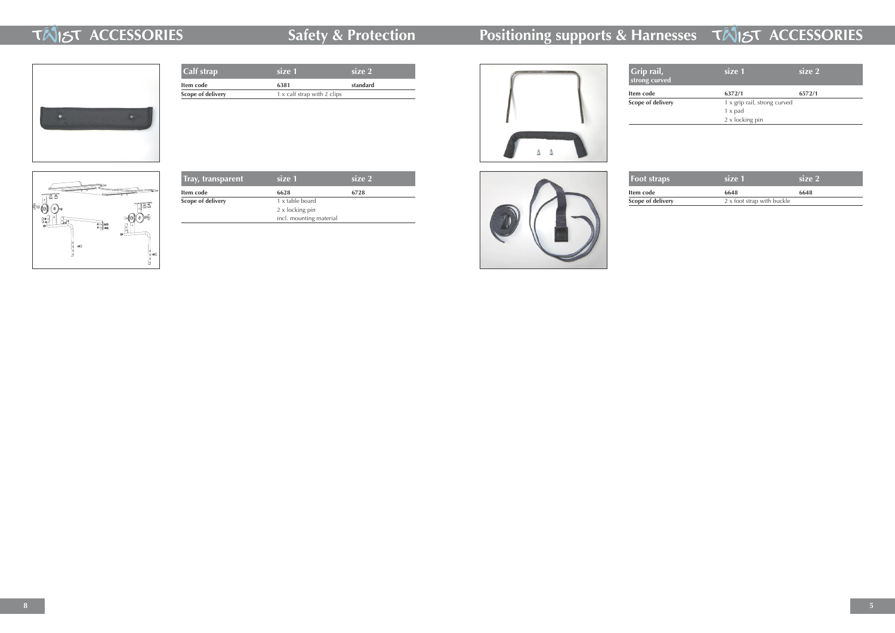# ACCESSORIES

## Safety & Protection

| Calf strap | size 1 | size 2 |
|---|---|---|
| **Item code** | **6381** | **standard** |
| **Scope of delivery** | 1 x calf strap with 2 clips | |

| Tray, transparent | size 1 | size 2 |
|---|---|---|
| **Item code** | **6628** | **6728** |
| **Scope of delivery** | 1 x table board<br>2 x locking pin<br>incl. mounting material | |

## Positioning supports & Harnesses

# ACCESSORIES

| Grip rail, strong curved | size 1 | size 2 |
|---|---|---|
| **Item code** | **6372/1** | **6572/1** |
| **Scope of delivery** | 1 x grip rail, strong curved<br>1 x pad<br>2 x locking pin | |

| Foot straps | size 1 | size 2 |
|---|---|---|
| **Item code** | **6648** | **6648** |
| **Scope of delivery** | 2 x foot strap with buckle | |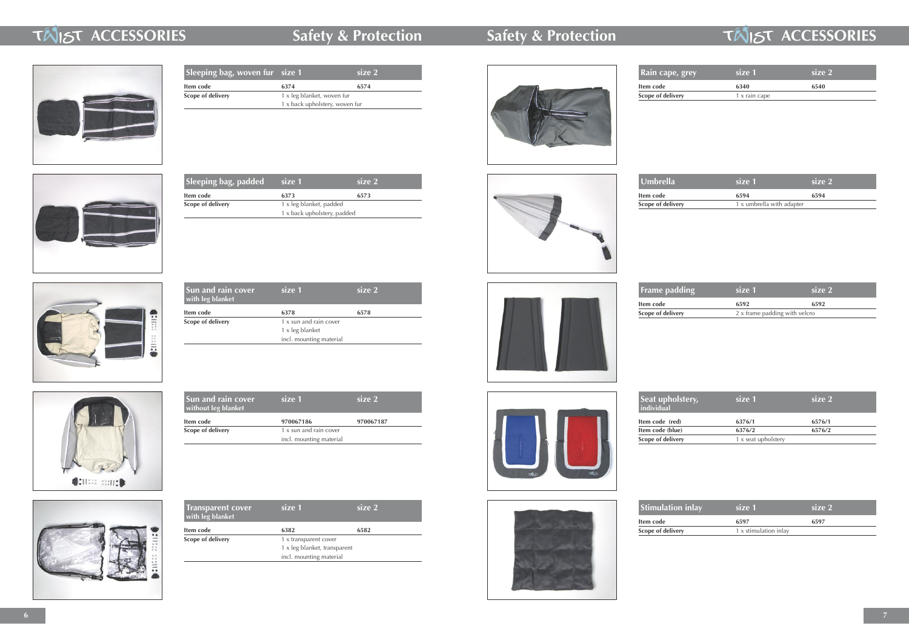# TWIST ACCESSORIES

## Safety & Protection

| Sleeping bag, woven fur | size 1 | size 2 |
|---|---|---|
| Item code | 6374 | 6574 |
| Scope of delivery | 1 x leg blanket, woven fur<br>1 x back upholstery, woven fur | |

| Sleeping bag, padded | size 1 | size 2 |
|---|---|---|
| Item code | 6373 | 6573 |
| Scope of delivery | 1 x leg blanket, padded<br>1 x back upholstery, padded | |

| Sun and rain cover with leg blanket | size 1 | size 2 |
|---|---|---|
| Item code | 6378 | 6578 |
| Scope of delivery | 1 x sun and rain cover<br>1 x leg blanket<br>incl. mounting material | |

| Sun and rain cover without leg blanket | size 1 | size 2 |
|---|---|---|
| Item code | 970067186 | 970067187 |
| Scope of delivery | 1 x sun and rain cover<br>incl. mounting material | |

| Transparent cover with leg blanket | size 1 | size 2 |
|---|---|---|
| Item code | 6382 | 6582 |
| Scope of delivery | 1 x transparent cover<br>1 x leg blanket, transparent<br>incl. mounting material | |

| Rain cape, grey | size 1 | size 2 |
|---|---|---|
| Item code | 6340 | 6540 |
| Scope of delivery | 1 x rain cape | |

| Umbrella | size 1 | size 2 |
|---|---|---|
| Item code | 6594 | 6594 |
| Scope of delivery | 1 x umbrella with adapter | |

| Frame padding | size 1 | size 2 |
|---|---|---|
| Item code | 6592 | 6592 |
| Scope of delivery | 2 x frame padding with velcro | |

| Seat upholstery, individual | size 1 | size 2 |
|---|---|---|
| Item code (red) | 6376/1 | 6576/1 |
| Item code (blue) | 6376/2 | 6576/2 |
| Scope of delivery | 1 x seat upholstery | |

| Stimulation inlay | size 1 | size 2 |
|---|---|---|
| Item code | 6597 | 6597 |
| Scope of delivery | 1 x stimulation inlay | |